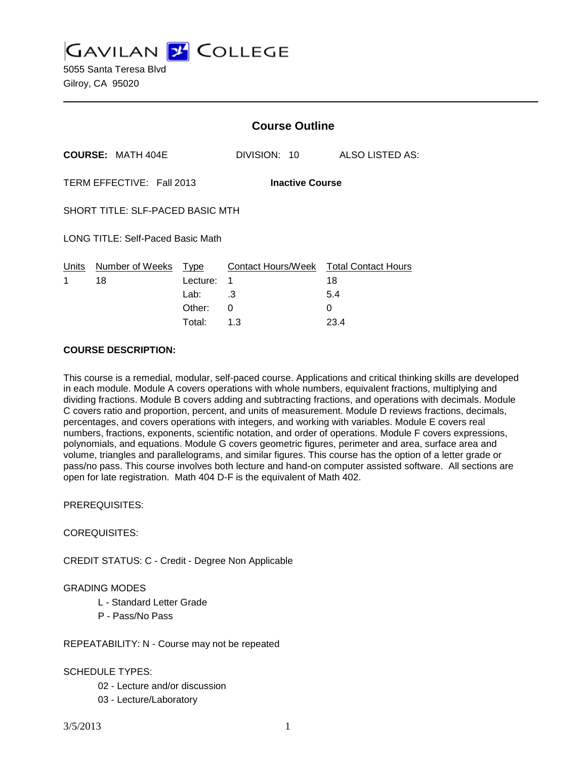# GAVILAN COLLEGE

5055 Santa Teresa Blvd
Gilroy, CA 95020

---

## Course Outline

**COURSE:** MATH 404E DIVISION: 10 ALSO LISTED AS:

TERM EFFECTIVE: Fall 2013 **Inactive Course**

SHORT TITLE: SLF-PACED BASIC MTH

LONG TITLE: Self-Paced Basic Math

| Units | Number of Weeks | Type | Contact Hours/Week | Total Contact Hours |
|---|---|---|---|---|
| 1 | 18 | Lecture: | 1 | 18 |
| | | Lab: | .3 | 5.4 |
| | | Other: | 0 | 0 |
| | | Total: | 1.3 | 23.4 |

**COURSE DESCRIPTION:**

This course is a remedial, modular, self-paced course. Applications and critical thinking skills are developed in each module. Module A covers operations with whole numbers, equivalent fractions, multiplying and dividing fractions. Module B covers adding and subtracting fractions, and operations with decimals. Module C covers ratio and proportion, percent, and units of measurement. Module D reviews fractions, decimals, percentages, and covers operations with integers, and working with variables. Module E covers real numbers, fractions, exponents, scientific notation, and order of operations. Module F covers expressions, polynomials, and equations. Module G covers geometric figures, perimeter and area, surface area and volume, triangles and parallelograms, and similar figures. This course has the option of a letter grade or pass/no pass. This course involves both lecture and hand-on computer assisted software. All sections are open for late registration. Math 404 D-F is the equivalent of Math 402.

PREREQUISITES:

COREQUISITES:

CREDIT STATUS: C - Credit - Degree Non Applicable

GRADING MODES

- L - Standard Letter Grade
- P - Pass/No Pass

REPEATABILITY: N - Course may not be repeated

SCHEDULE TYPES:

- 02 - Lecture and/or discussion
- 03 - Lecture/Laboratory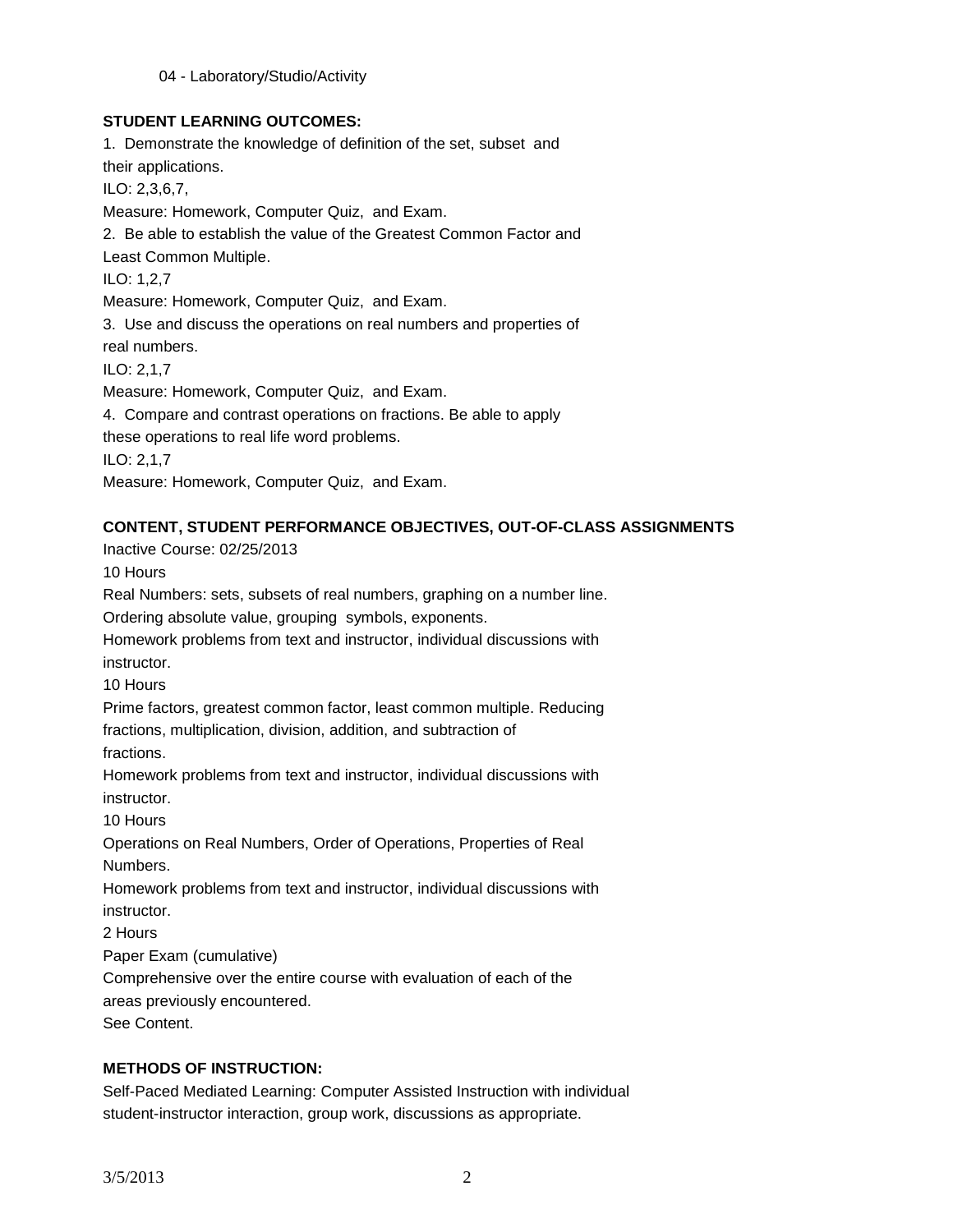04 - Laboratory/Studio/Activity

**STUDENT LEARNING OUTCOMES:**

1. Demonstrate the knowledge of definition of the set, subset and their applications.
ILO: 2,3,6,7,
Measure: Homework, Computer Quiz, and Exam.
2. Be able to establish the value of the Greatest Common Factor and Least Common Multiple.
ILO: 1,2,7
Measure: Homework, Computer Quiz, and Exam.
3. Use and discuss the operations on real numbers and properties of real numbers.
ILO: 2,1,7
Measure: Homework, Computer Quiz, and Exam.
4. Compare and contrast operations on fractions. Be able to apply these operations to real life word problems.
ILO: 2,1,7
Measure: Homework, Computer Quiz, and Exam.

**CONTENT, STUDENT PERFORMANCE OBJECTIVES, OUT-OF-CLASS ASSIGNMENTS**

Inactive Course: 02/25/2013

10 Hours

Real Numbers: sets, subsets of real numbers, graphing on a number line. Ordering absolute value, grouping symbols, exponents.

Homework problems from text and instructor, individual discussions with instructor.

10 Hours

Prime factors, greatest common factor, least common multiple. Reducing fractions, multiplication, division, addition, and subtraction of fractions.

Homework problems from text and instructor, individual discussions with instructor.

10 Hours

Operations on Real Numbers, Order of Operations, Properties of Real Numbers.

Homework problems from text and instructor, individual discussions with instructor.

2 Hours

Paper Exam (cumulative)

Comprehensive over the entire course with evaluation of each of the areas previously encountered.

See Content.

**METHODS OF INSTRUCTION:**

Self-Paced Mediated Learning: Computer Assisted Instruction with individual student-instructor interaction, group work, discussions as appropriate.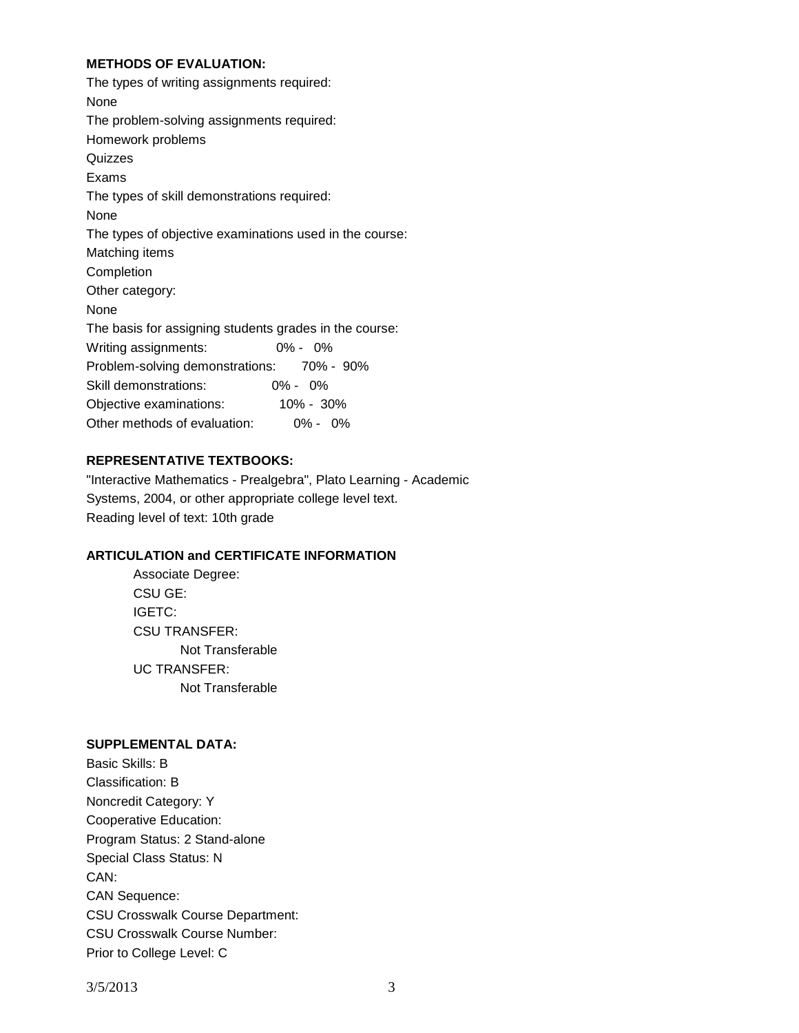**METHODS OF EVALUATION:**

The types of writing assignments required:

None

The problem-solving assignments required:

Homework problems

Quizzes

Exams

The types of skill demonstrations required:

None

The types of objective examinations used in the course:

Matching items

Completion

Other category:

None

The basis for assigning students grades in the course:

Writing assignments: 0% - 0%

Problem-solving demonstrations: 70% - 90%

Skill demonstrations: 0% - 0%

Objective examinations: 10% - 30%

Other methods of evaluation: 0% - 0%

**REPRESENTATIVE TEXTBOOKS:**

"Interactive Mathematics - Prealgebra", Plato Learning - Academic Systems, 2004, or other appropriate college level text.

Reading level of text: 10th grade

**ARTICULATION and CERTIFICATE INFORMATION**

Associate Degree:

CSU GE:

IGETC:

CSU TRANSFER:

Not Transferable

UC TRANSFER:

Not Transferable

**SUPPLEMENTAL DATA:**

Basic Skills: B

Classification: B

Noncredit Category: Y

Cooperative Education:

Program Status: 2 Stand-alone

Special Class Status: N

CAN:

CAN Sequence:

CSU Crosswalk Course Department:

CSU Crosswalk Course Number:

Prior to College Level: C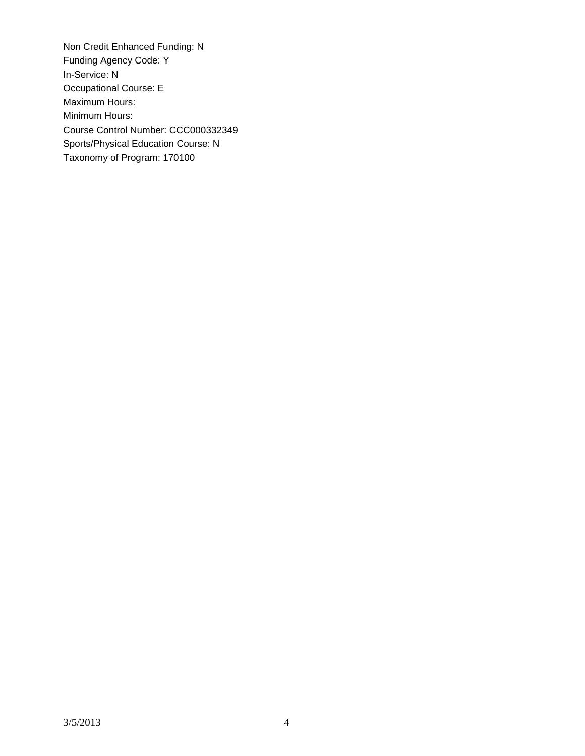Non Credit Enhanced Funding: N
Funding Agency Code: Y
In-Service: N
Occupational Course: E
Maximum Hours:
Minimum Hours:
Course Control Number: CCC000332349
Sports/Physical Education Course: N
Taxonomy of Program: 170100